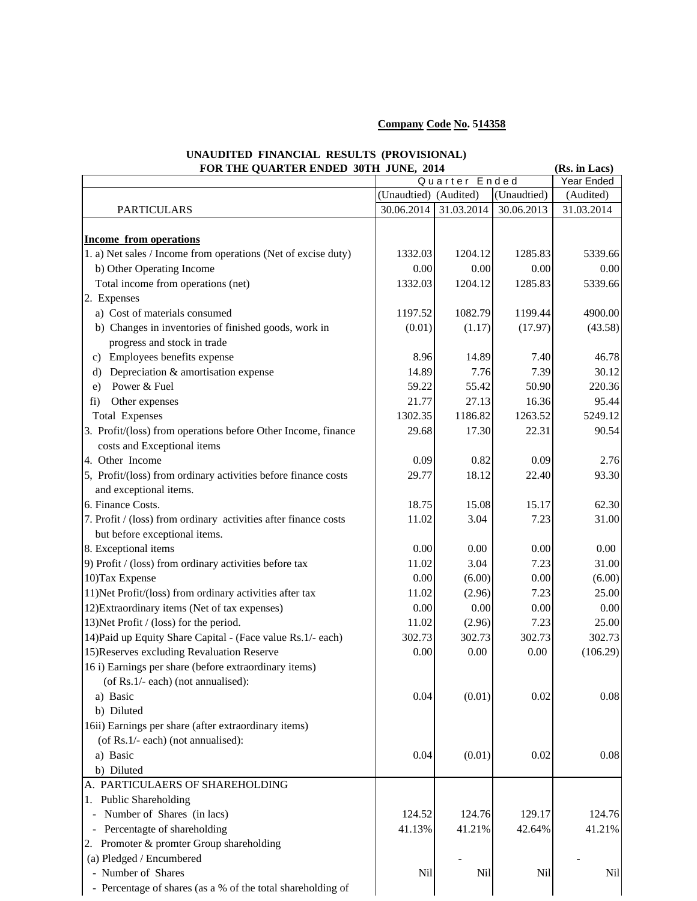**Company Code No. 514358**

**UNAUDITED FINANCIAL RESULTS (PROVISIONAL)**
**FOR THE QUARTER ENDED 30TH JUNE, 2014** **(Rs. in Lacs)**

| | Quarter Ended | | | Year Ended |
|---|---|---|---|---|
| | (Unaudtied) | (Audited) | (Unaudtied) | (Audited) |
| PARTICULARS | 30.06.2014 | 31.03.2014 | 30.06.2013 | 31.03.2014 |
| **Income from operations** | | | | |
| 1. a) Net sales / Income from operations (Net of excise duty) | 1332.03 | 1204.12 | 1285.83 | 5339.66 |
| b) Other Operating Income | 0.00 | 0.00 | 0.00 | 0.00 |
| Total income from operations (net) | 1332.03 | 1204.12 | 1285.83 | 5339.66 |
| 2. Expenses | | | | |
| a) Cost of materials consumed | 1197.52 | 1082.79 | 1199.44 | 4900.00 |
| b) Changes in inventories of finished goods, work in progress and stock in trade | (0.01) | (1.17) | (17.97) | (43.58) |
| c) Employees benefits expense | 8.96 | 14.89 | 7.40 | 46.78 |
| d) Depreciation & amortisation expense | 14.89 | 7.76 | 7.39 | 30.12 |
| e) Power & Fuel | 59.22 | 55.42 | 50.90 | 220.36 |
| fi) Other expenses | 21.77 | 27.13 | 16.36 | 95.44 |
| Total Expenses | 1302.35 | 1186.82 | 1263.52 | 5249.12 |
| 3. Profit/(loss) from operations before Other Income, finance costs and Exceptional items | 29.68 | 17.30 | 22.31 | 90.54 |
| 4. Other Income | 0.09 | 0.82 | 0.09 | 2.76 |
| 5, Profit/(loss) from ordinary activities before finance costs and exceptional items. | 29.77 | 18.12 | 22.40 | 93.30 |
| 6. Finance Costs. | 18.75 | 15.08 | 15.17 | 62.30 |
| 7. Profit / (loss) from ordinary activities after finance costs but before exceptional items. | 11.02 | 3.04 | 7.23 | 31.00 |
| 8. Exceptional items | 0.00 | 0.00 | 0.00 | 0.00 |
| 9) Profit / (loss) from ordinary activities before tax | 11.02 | 3.04 | 7.23 | 31.00 |
| 10)Tax Expense | 0.00 | (6.00) | 0.00 | (6.00) |
| 11)Net Profit/(loss) from ordinary activities after tax | 11.02 | (2.96) | 7.23 | 25.00 |
| 12)Extraordinary items (Net of tax expenses) | 0.00 | 0.00 | 0.00 | 0.00 |
| 13)Net Profit / (loss) for the period. | 11.02 | (2.96) | 7.23 | 25.00 |
| 14)Paid up Equity Share Capital - (Face value Rs.1/- each) | 302.73 | 302.73 | 302.73 | 302.73 |
| 15)Reserves excluding Revaluation Reserve | 0.00 | 0.00 | 0.00 | (106.29) |
| 16 i) Earnings per share (before extraordinary items) (of Rs.1/- each) (not annualised): | | | | |
| a) Basic | 0.04 | (0.01) | 0.02 | 0.08 |
| b) Diluted | | | | |
| 16ii) Earnings per share (after extraordinary items) (of Rs.1/- each) (not annualised): | | | | |
| a) Basic | 0.04 | (0.01) | 0.02 | 0.08 |
| b) Diluted | | | | |
| A. PARTICULAERS OF SHAREHOLDING | | | | |
| 1. Public Shareholding | | | | |
| - Number of Shares (in lacs) | 124.52 | 124.76 | 129.17 | 124.76 |
| - Percentagte of shareholding | 41.13% | 41.21% | 42.64% | 41.21% |
| 2. Promoter & promter Group shareholding | | | | |
| (a) Pledged / Encumbered | | - | | - |
| - Number of Shares | Nil | Nil | Nil | Nil |
| - Percentage of shares (as a % of the total shareholding of | | | | |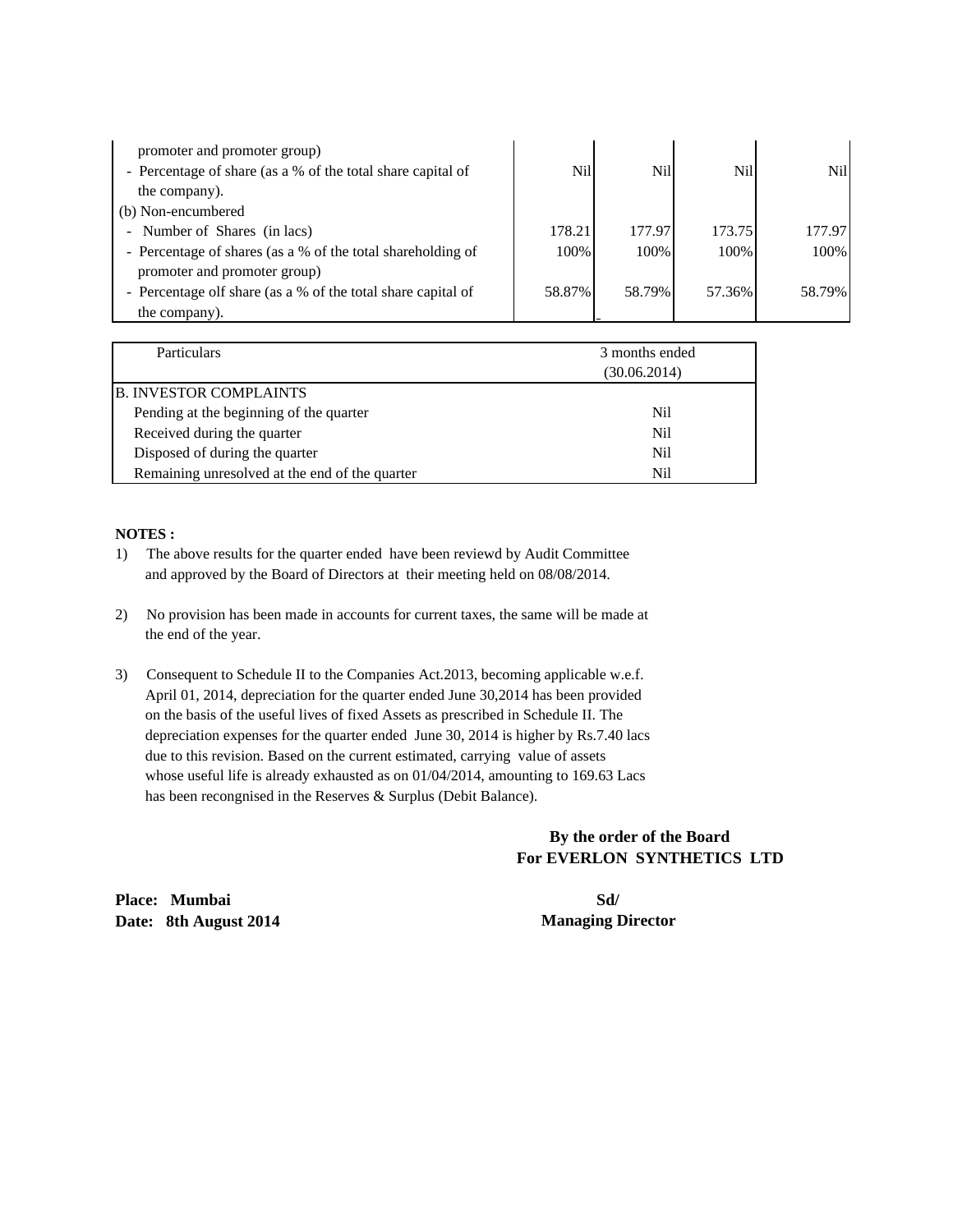| | | | | |
|---|---|---|---|---|
| promoter and promoter group) | | | | |
| - Percentage of share (as a % of the total share capital of the company). | Nil | Nil | Nil | Nil |
| (b) Non-encumbered | | | | |
| - Number of Shares (in lacs) | 178.21 | 177.97 | 173.75 | 177.97 |
| - Percentage of shares (as a % of the total shareholding of promoter and promoter group) | 100% | 100% | 100% | 100% |
| - Percentage olf share (as a % of the total share capital of the company). | 58.87% | 58.79% | 57.36% | 58.79% |

| Particulars | 3 months ended (30.06.2014) |
|---|---|
| B. INVESTOR COMPLAINTS | |
| Pending at the beginning of the quarter | Nil |
| Received during the quarter | Nil |
| Disposed of during the quarter | Nil |
| Remaining unresolved at the end of the quarter | Nil |

**NOTES :**

1) The above results for the quarter ended have been reviewd by Audit Committee and approved by the Board of Directors at their meeting held on 08/08/2014.

2) No provision has been made in accounts for current taxes, the same will be made at the end of the year.

3) Consequent to Schedule II to the Companies Act.2013, becoming applicable w.e.f. April 01, 2014, depreciation for the quarter ended June 30,2014 has been provided on the basis of the useful lives of fixed Assets as prescribed in Schedule II. The depreciation expenses for the quarter ended June 30, 2014 is higher by Rs.7.40 lacs due to this revision. Based on the current estimated, carrying value of assets whose useful life is already exhausted as on 01/04/2014, amounting to 169.63 Lacs has been recongnised in the Reserves & Surplus (Debit Balance).

**By the order of the Board**
**For EVERLON SYNTHETICS LTD**

**Place: Mumbai**
**Date: 8th August 2014**

**Sd/**
**Managing Director**